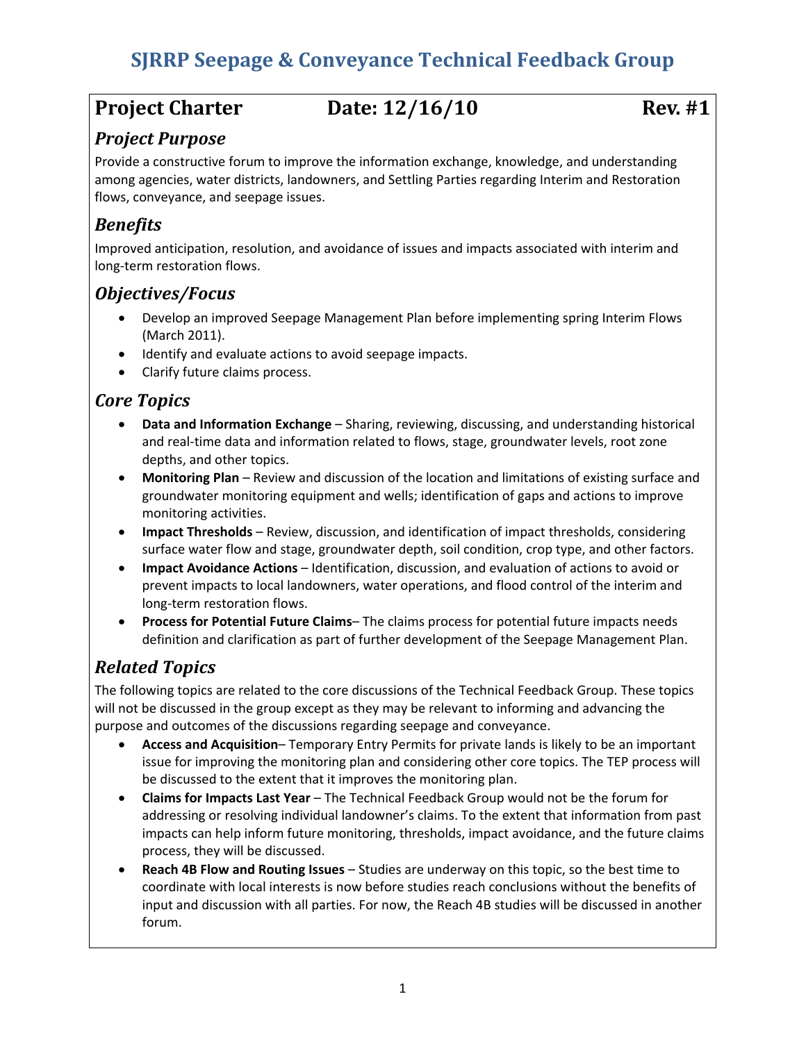# SJRRP Seepage & Conveyance Technical Feedback Group

## Project Charter    Date: 12/16/10    Rev. #1

### *Project Purpose*

Provide a constructive forum to improve the information exchange, knowledge, and understanding among agencies, water districts, landowners, and Settling Parties regarding Interim and Restoration flows, conveyance, and seepage issues.

### *Benefits*

Improved anticipation, resolution, and avoidance of issues and impacts associated with interim and long-term restoration flows.

### *Objectives/Focus*

- Develop an improved Seepage Management Plan before implementing spring Interim Flows (March 2011).
- Identify and evaluate actions to avoid seepage impacts.
- Clarify future claims process.

### *Core Topics*

- **Data and Information Exchange** – Sharing, reviewing, discussing, and understanding historical and real-time data and information related to flows, stage, groundwater levels, root zone depths, and other topics.
- **Monitoring Plan** – Review and discussion of the location and limitations of existing surface and groundwater monitoring equipment and wells; identification of gaps and actions to improve monitoring activities.
- **Impact Thresholds** – Review, discussion, and identification of impact thresholds, considering surface water flow and stage, groundwater depth, soil condition, crop type, and other factors.
- **Impact Avoidance Actions** – Identification, discussion, and evaluation of actions to avoid or prevent impacts to local landowners, water operations, and flood control of the interim and long-term restoration flows.
- **Process for Potential Future Claims**– The claims process for potential future impacts needs definition and clarification as part of further development of the Seepage Management Plan.

### *Related Topics*

The following topics are related to the core discussions of the Technical Feedback Group. These topics will not be discussed in the group except as they may be relevant to informing and advancing the purpose and outcomes of the discussions regarding seepage and conveyance.

- **Access and Acquisition**– Temporary Entry Permits for private lands is likely to be an important issue for improving the monitoring plan and considering other core topics. The TEP process will be discussed to the extent that it improves the monitoring plan.
- **Claims for Impacts Last Year** – The Technical Feedback Group would not be the forum for addressing or resolving individual landowner's claims. To the extent that information from past impacts can help inform future monitoring, thresholds, impact avoidance, and the future claims process, they will be discussed.
- **Reach 4B Flow and Routing Issues** – Studies are underway on this topic, so the best time to coordinate with local interests is now before studies reach conclusions without the benefits of input and discussion with all parties. For now, the Reach 4B studies will be discussed in another forum.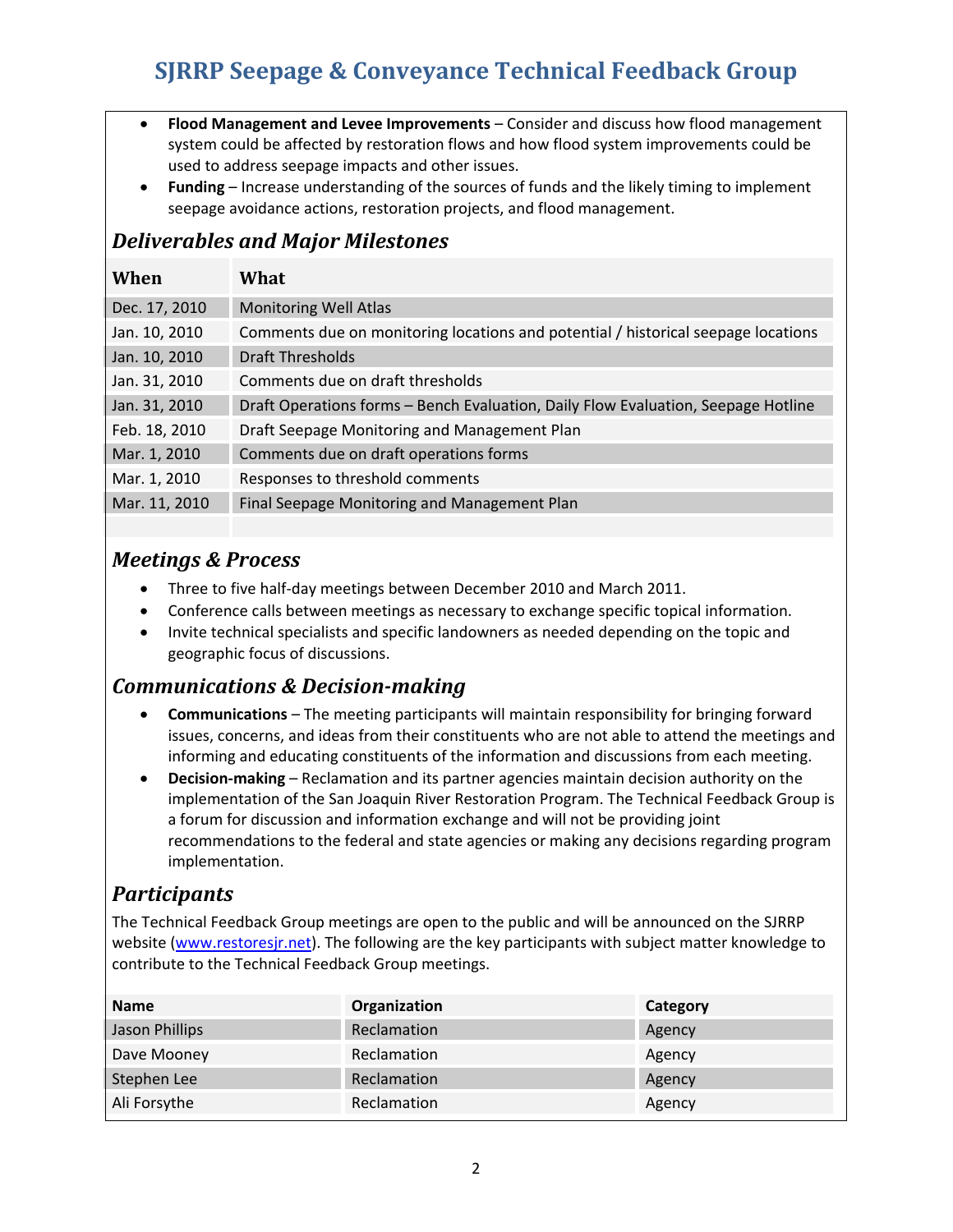- **Flood Management and Levee Improvements** – Consider and discuss how flood management system could be affected by restoration flows and how flood system improvements could be used to address seepage impacts and other issues.
- **Funding** – Increase understanding of the sources of funds and the likely timing to implement seepage avoidance actions, restoration projects, and flood management.

## *Deliverables and Major Milestones*

| When | What |
|---|---|
| Dec. 17, 2010 | Monitoring Well Atlas |
| Jan. 10, 2010 | Comments due on monitoring locations and potential / historical seepage locations |
| Jan. 10, 2010 | Draft Thresholds |
| Jan. 31, 2010 | Comments due on draft thresholds |
| Jan. 31, 2010 | Draft Operations forms – Bench Evaluation, Daily Flow Evaluation, Seepage Hotline |
| Feb. 18, 2010 | Draft Seepage Monitoring and Management Plan |
| Mar. 1, 2010 | Comments due on draft operations forms |
| Mar. 1, 2010 | Responses to threshold comments |
| Mar. 11, 2010 | Final Seepage Monitoring and Management Plan |

## *Meetings & Process*

- Three to five half-day meetings between December 2010 and March 2011.
- Conference calls between meetings as necessary to exchange specific topical information.
- Invite technical specialists and specific landowners as needed depending on the topic and geographic focus of discussions.

## *Communications & Decision-making*

- **Communications** – The meeting participants will maintain responsibility for bringing forward issues, concerns, and ideas from their constituents who are not able to attend the meetings and informing and educating constituents of the information and discussions from each meeting.
- **Decision-making** – Reclamation and its partner agencies maintain decision authority on the implementation of the San Joaquin River Restoration Program. The Technical Feedback Group is a forum for discussion and information exchange and will not be providing joint recommendations to the federal and state agencies or making any decisions regarding program implementation.

## *Participants*

The Technical Feedback Group meetings are open to the public and will be announced on the SJRRP website (www.restoresjr.net). The following are the key participants with subject matter knowledge to contribute to the Technical Feedback Group meetings.

| Name | Organization | Category |
|---|---|---|
| Jason Phillips | Reclamation | Agency |
| Dave Mooney | Reclamation | Agency |
| Stephen Lee | Reclamation | Agency |
| Ali Forsythe | Reclamation | Agency |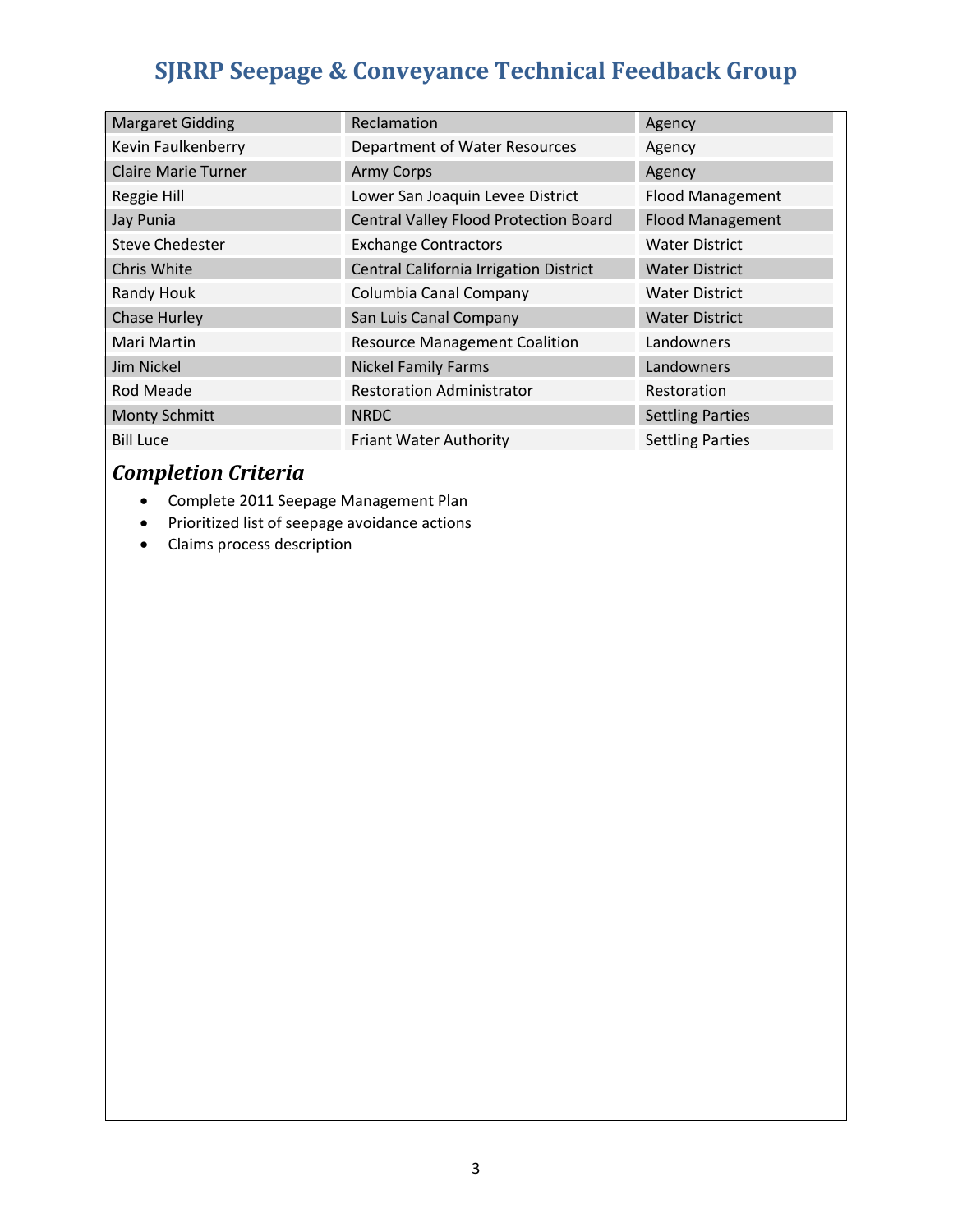# SJRRP Seepage & Conveyance Technical Feedback Group

| | | |
|---|---|---|
| Margaret Gidding | Reclamation | Agency |
| Kevin Faulkenberry | Department of Water Resources | Agency |
| Claire Marie Turner | Army Corps | Agency |
| Reggie Hill | Lower San Joaquin Levee District | Flood Management |
| Jay Punia | Central Valley Flood Protection Board | Flood Management |
| Steve Chedester | Exchange Contractors | Water District |
| Chris White | Central California Irrigation District | Water District |
| Randy Houk | Columbia Canal Company | Water District |
| Chase Hurley | San Luis Canal Company | Water District |
| Mari Martin | Resource Management Coalition | Landowners |
| Jim Nickel | Nickel Family Farms | Landowners |
| Rod Meade | Restoration Administrator | Restoration |
| Monty Schmitt | NRDC | Settling Parties |
| Bill Luce | Friant Water Authority | Settling Parties |

## *Completion Criteria*

- Complete 2011 Seepage Management Plan
- Prioritized list of seepage avoidance actions
- Claims process description